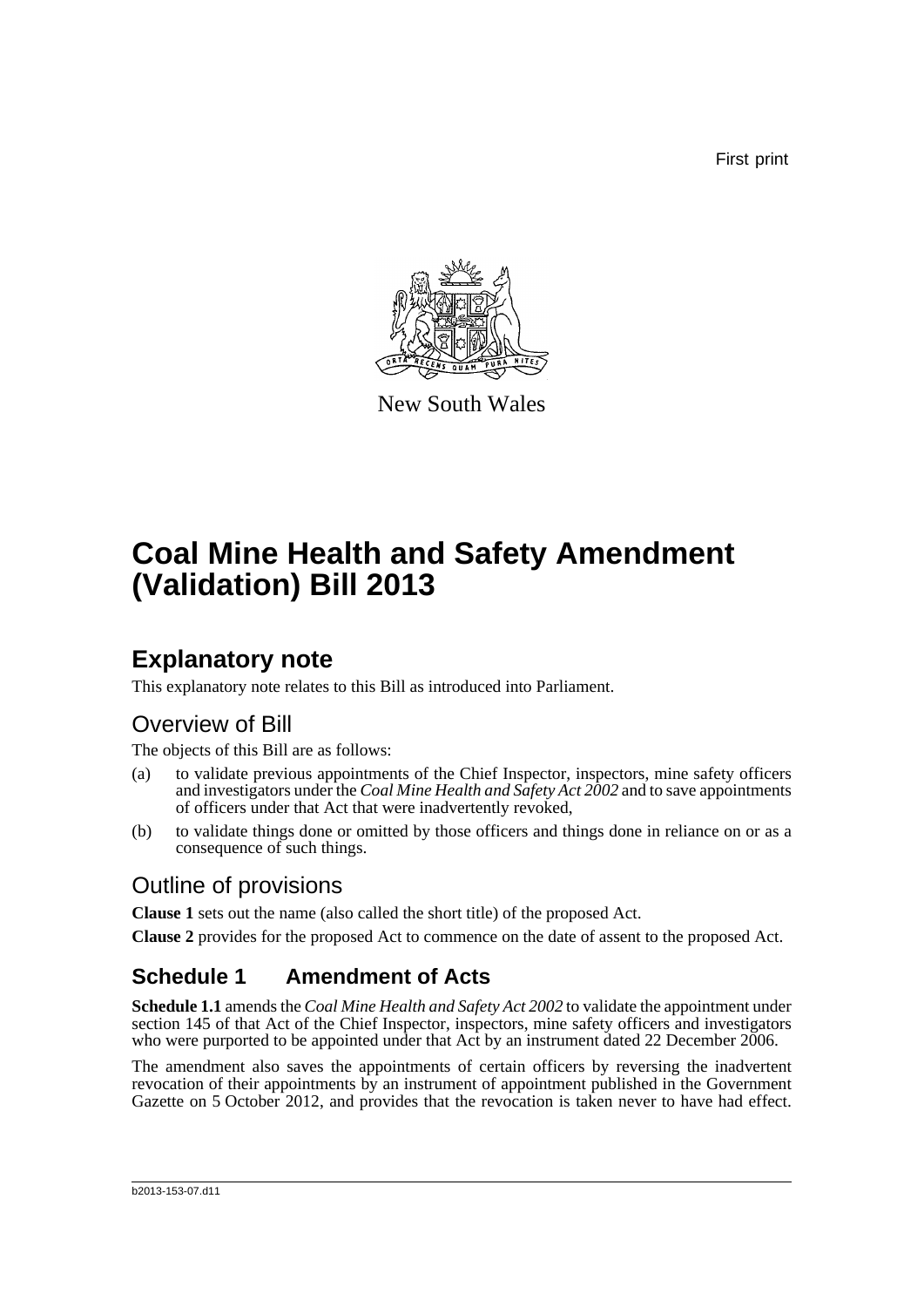First print

New South Wales

# Coal Mine Health and Safety Amendment (Validation) Bill 2013

## Explanatory note

This explanatory note relates to this Bill as introduced into Parliament.

### Overview of Bill

The objects of this Bill are as follows:

(a) to validate previous appointments of the Chief Inspector, inspectors, mine safety officers and investigators under the *Coal Mine Health and Safety Act 2002* and to save appointments of officers under that Act that were inadvertently revoked,

(b) to validate things done or omitted by those officers and things done in reliance on or as a consequence of such things.

### Outline of provisions

**Clause 1** sets out the name (also called the short title) of the proposed Act.

**Clause 2** provides for the proposed Act to commence on the date of assent to the proposed Act.

## Schedule 1 Amendment of Acts

**Schedule 1.1** amends the *Coal Mine Health and Safety Act 2002* to validate the appointment under section 145 of that Act of the Chief Inspector, inspectors, mine safety officers and investigators who were purported to be appointed under that Act by an instrument dated 22 December 2006.

The amendment also saves the appointments of certain officers by reversing the inadvertent revocation of their appointments by an instrument of appointment published in the Government Gazette on 5 October 2012, and provides that the revocation is taken never to have had effect.

b2013-153-07.d11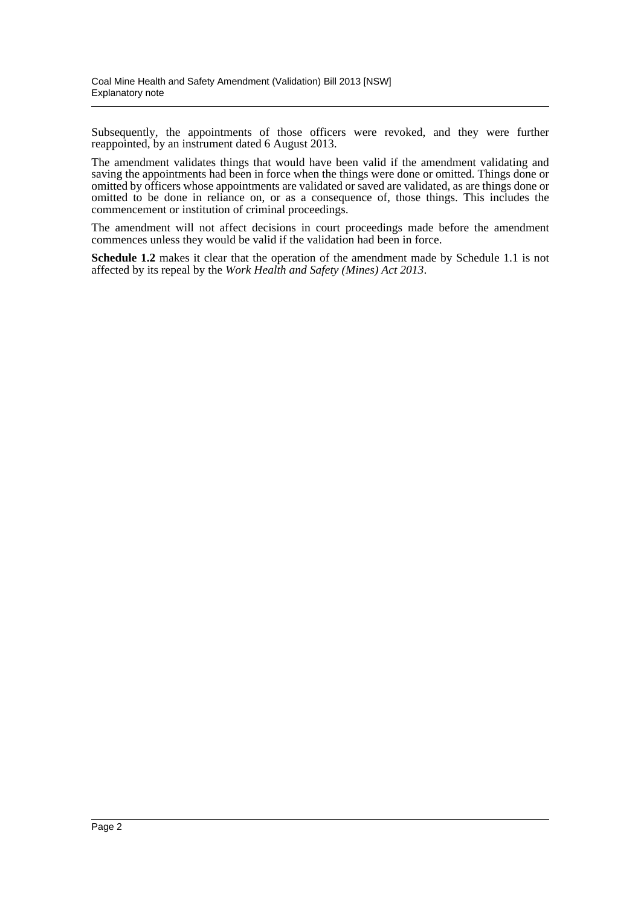Subsequently, the appointments of those officers were revoked, and they were further reappointed, by an instrument dated 6 August 2013.

The amendment validates things that would have been valid if the amendment validating and saving the appointments had been in force when the things were done or omitted. Things done or omitted by officers whose appointments are validated or saved are validated, as are things done or omitted to be done in reliance on, or as a consequence of, those things. This includes the commencement or institution of criminal proceedings.

The amendment will not affect decisions in court proceedings made before the amendment commences unless they would be valid if the validation had been in force.

**Schedule 1.2** makes it clear that the operation of the amendment made by Schedule 1.1 is not affected by its repeal by the *Work Health and Safety (Mines) Act 2013*.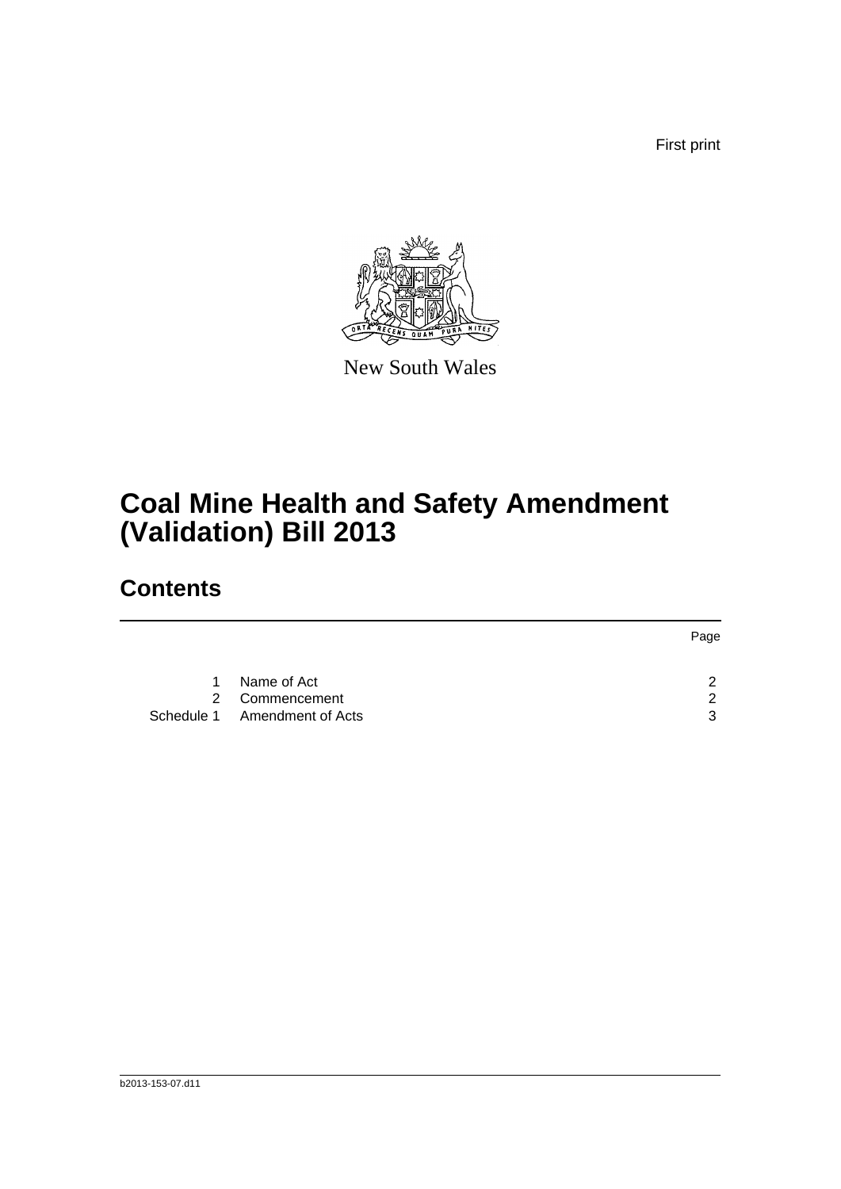First print

New South Wales

# Coal Mine Health and Safety Amendment (Validation) Bill 2013

## Contents

| | | Page |
|---|---|---|
| 1 | Name of Act | 2 |
| 2 | Commencement | 2 |
| Schedule 1 | Amendment of Acts | 3 |

b2013-153-07.d11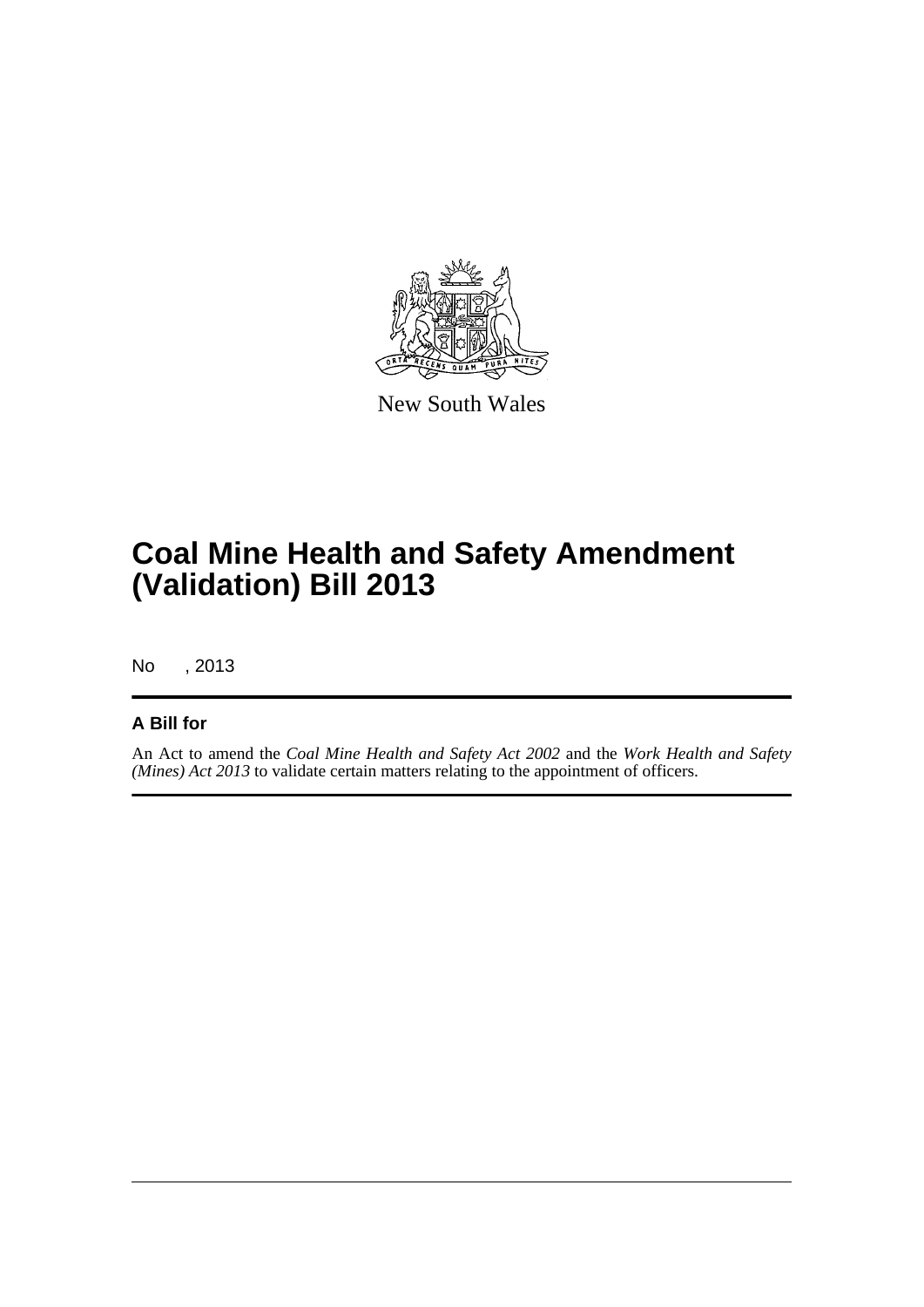New South Wales

# Coal Mine Health and Safety Amendment (Validation) Bill 2013

No , 2013

## A Bill for

An Act to amend the *Coal Mine Health and Safety Act 2002* and the *Work Health and Safety (Mines) Act 2013* to validate certain matters relating to the appointment of officers.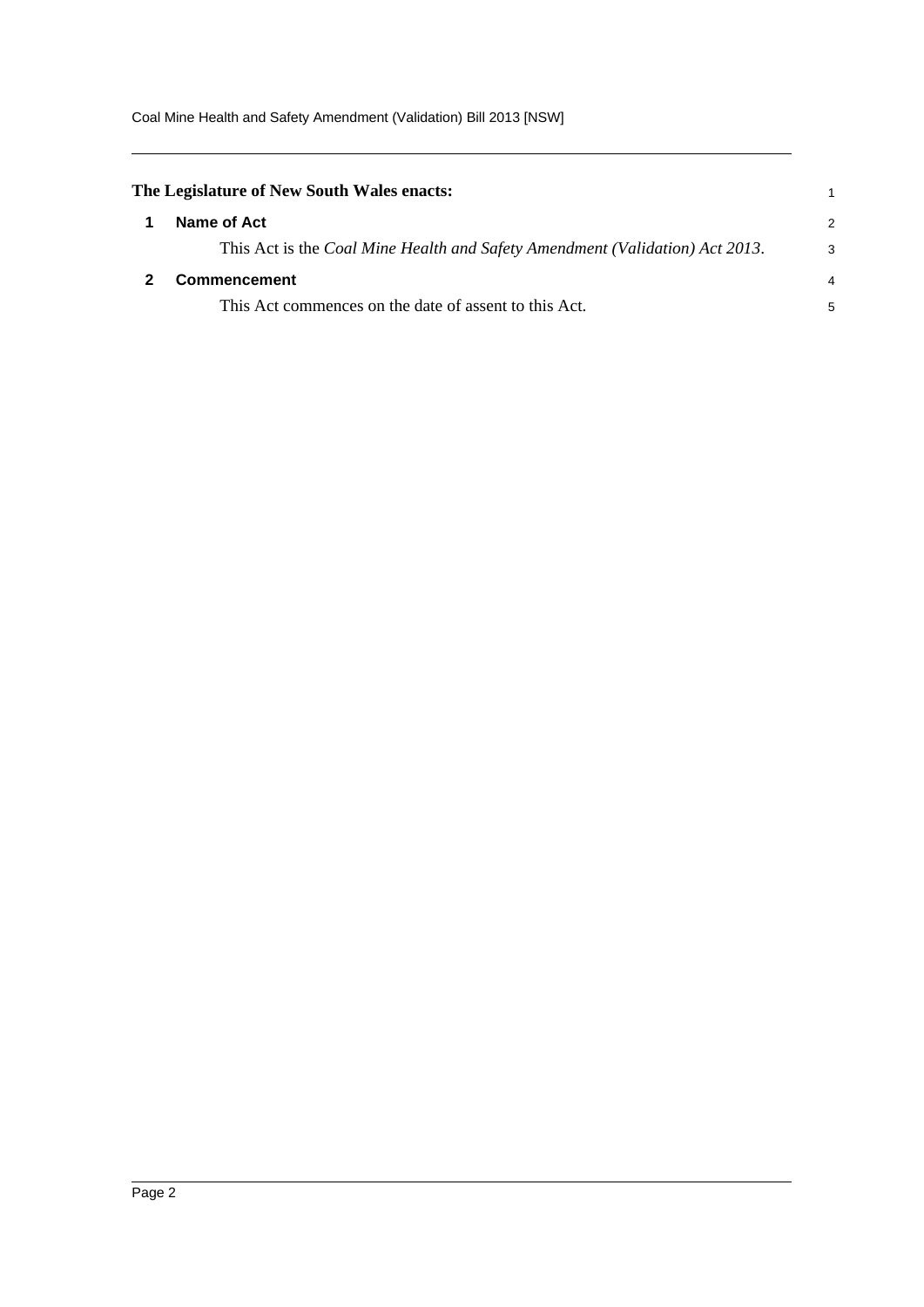**The Legislature of New South Wales enacts:**

## 1 Name of Act

This Act is the *Coal Mine Health and Safety Amendment (Validation) Act 2013*.

## 2 Commencement

This Act commences on the date of assent to this Act.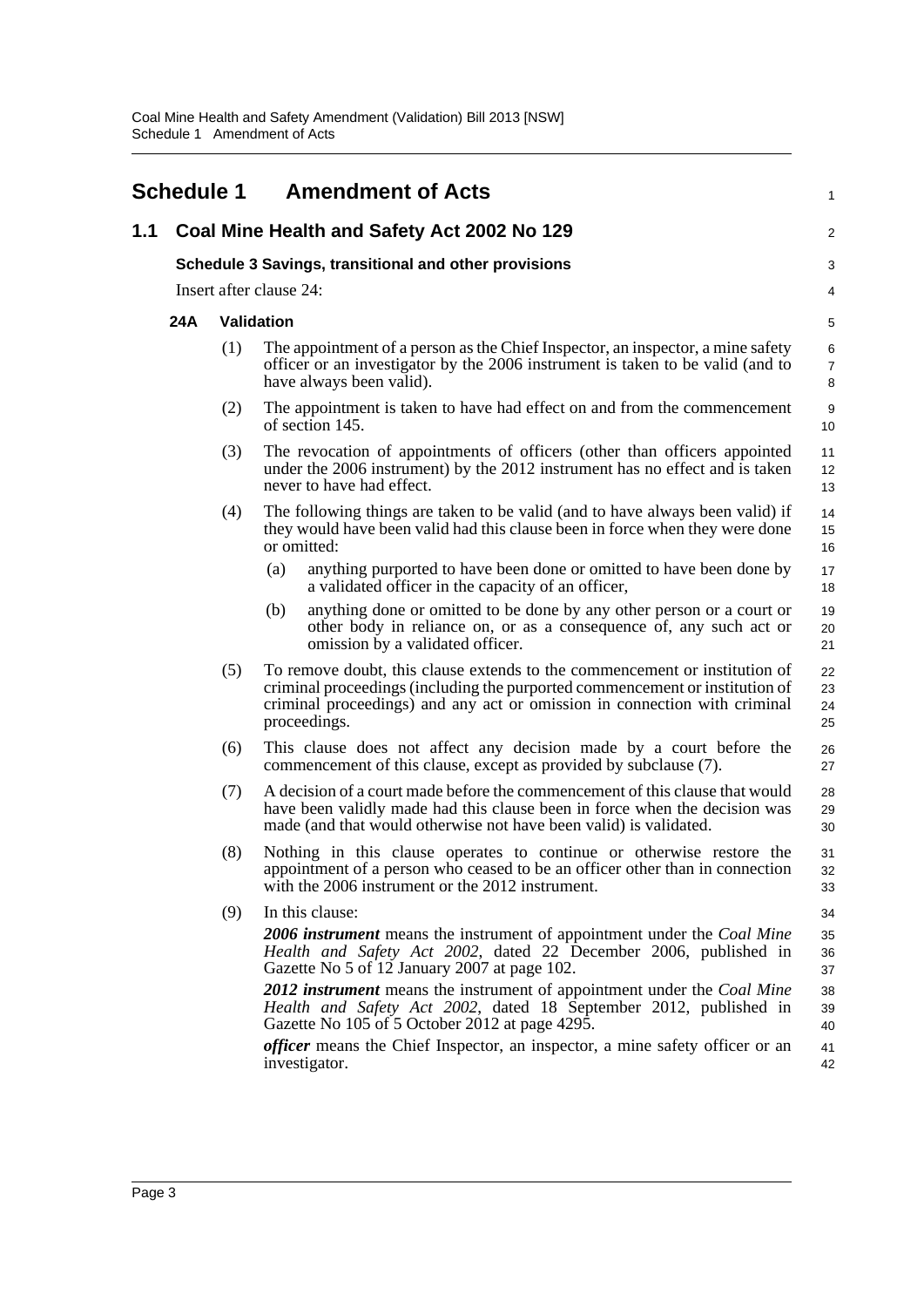# Schedule 1 Amendment of Acts

## 1.1 Coal Mine Health and Safety Act 2002 No 129

### Schedule 3 Savings, transitional and other provisions

Insert after clause 24:

**24A Validation**

(1) The appointment of a person as the Chief Inspector, an inspector, a mine safety officer or an investigator by the 2006 instrument is taken to be valid (and to have always been valid).

(2) The appointment is taken to have had effect on and from the commencement of section 145.

(3) The revocation of appointments of officers (other than officers appointed under the 2006 instrument) by the 2012 instrument has no effect and is taken never to have had effect.

(4) The following things are taken to be valid (and to have always been valid) if they would have been valid had this clause been in force when they were done or omitted:

(a) anything purported to have been done or omitted to have been done by a validated officer in the capacity of an officer,

(b) anything done or omitted to be done by any other person or a court or other body in reliance on, or as a consequence of, any such act or omission by a validated officer.

(5) To remove doubt, this clause extends to the commencement or institution of criminal proceedings (including the purported commencement or institution of criminal proceedings) and any act or omission in connection with criminal proceedings.

(6) This clause does not affect any decision made by a court before the commencement of this clause, except as provided by subclause (7).

(7) A decision of a court made before the commencement of this clause that would have been validly made had this clause been in force when the decision was made (and that would otherwise not have been valid) is validated.

(8) Nothing in this clause operates to continue or otherwise restore the appointment of a person who ceased to be an officer other than in connection with the 2006 instrument or the 2012 instrument.

(9) In this clause:

***2006 instrument*** means the instrument of appointment under the *Coal Mine Health and Safety Act 2002*, dated 22 December 2006, published in Gazette No 5 of 12 January 2007 at page 102.

***2012 instrument*** means the instrument of appointment under the *Coal Mine Health and Safety Act 2002*, dated 18 September 2012, published in Gazette No 105 of 5 October 2012 at page 4295.

***officer*** means the Chief Inspector, an inspector, a mine safety officer or an investigator.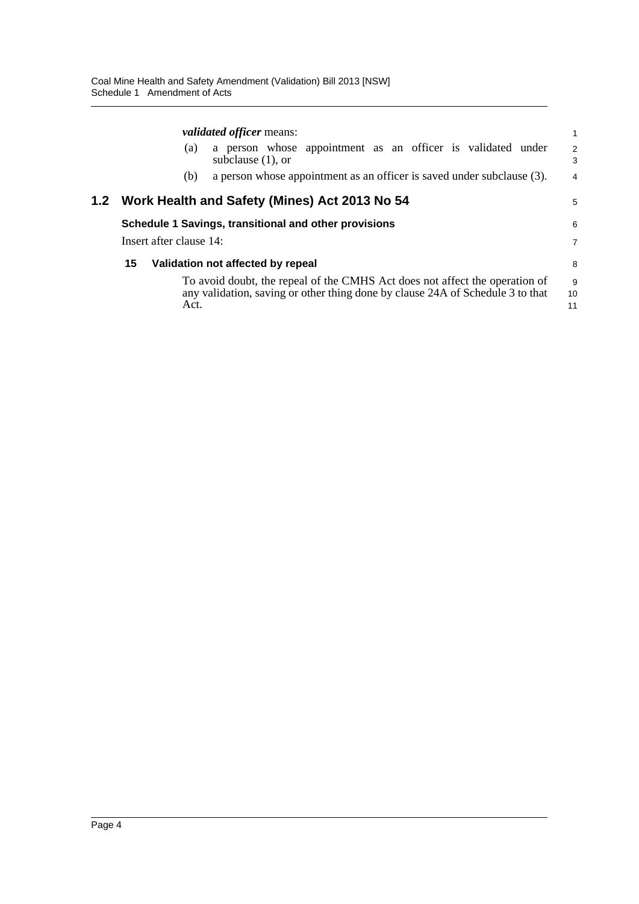*validated officer* means:

(a) a person whose appointment as an officer is validated under subclause (1), or

(b) a person whose appointment as an officer is saved under subclause (3).

## 1.2 Work Health and Safety (Mines) Act 2013 No 54

**Schedule 1 Savings, transitional and other provisions**

Insert after clause 14:

### 15 Validation not affected by repeal

To avoid doubt, the repeal of the CMHS Act does not affect the operation of any validation, saving or other thing done by clause 24A of Schedule 3 to that Act.